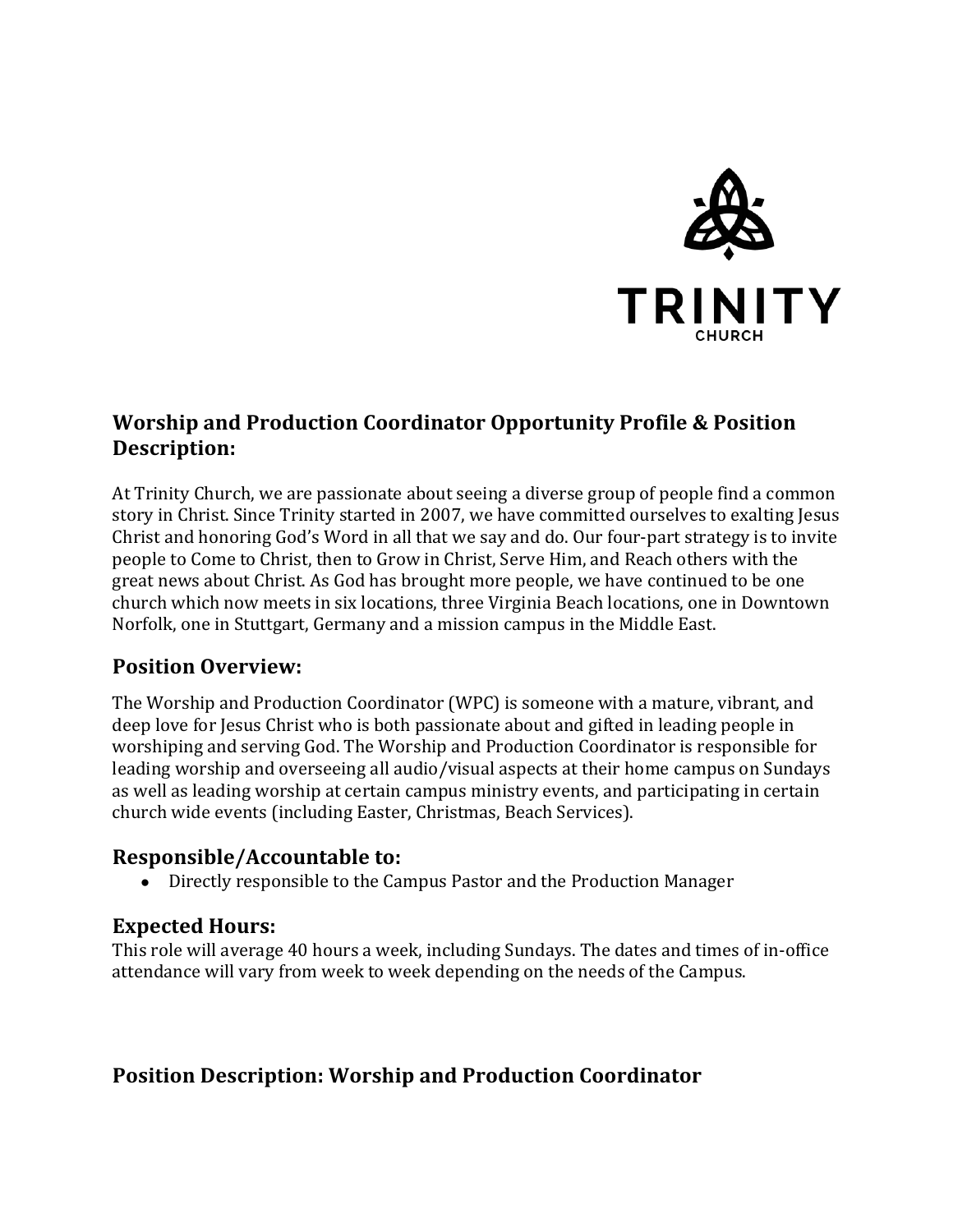TRINITY

CHURCH

## Worship and Production Coordinator Opportunity Profile & Position Description:

At Trinity Church, we are passionate about seeing a diverse group of people find a common story in Christ. Since Trinity started in 2007, we have committed ourselves to exalting Jesus Christ and honoring God's Word in all that we say and do. Our four-part strategy is to invite people to Come to Christ, then to Grow in Christ, Serve Him, and Reach others with the great news about Christ. As God has brought more people, we have continued to be one church which now meets in six locations, three Virginia Beach locations, one in Downtown Norfolk, one in Stuttgart, Germany and a mission campus in the Middle East.

## Position Overview:

The Worship and Production Coordinator (WPC) is someone with a mature, vibrant, and deep love for Jesus Christ who is both passionate about and gifted in leading people in worshiping and serving God. The Worship and Production Coordinator is responsible for leading worship and overseeing all audio/visual aspects at their home campus on Sundays as well as leading worship at certain campus ministry events, and participating in certain church wide events (including Easter, Christmas, Beach Services).

## Responsible/Accountable to:

- Directly responsible to the Campus Pastor and the Production Manager

## Expected Hours:

This role will average 40 hours a week, including Sundays. The dates and times of in-office attendance will vary from week to week depending on the needs of the Campus.

## Position Description: Worship and Production Coordinator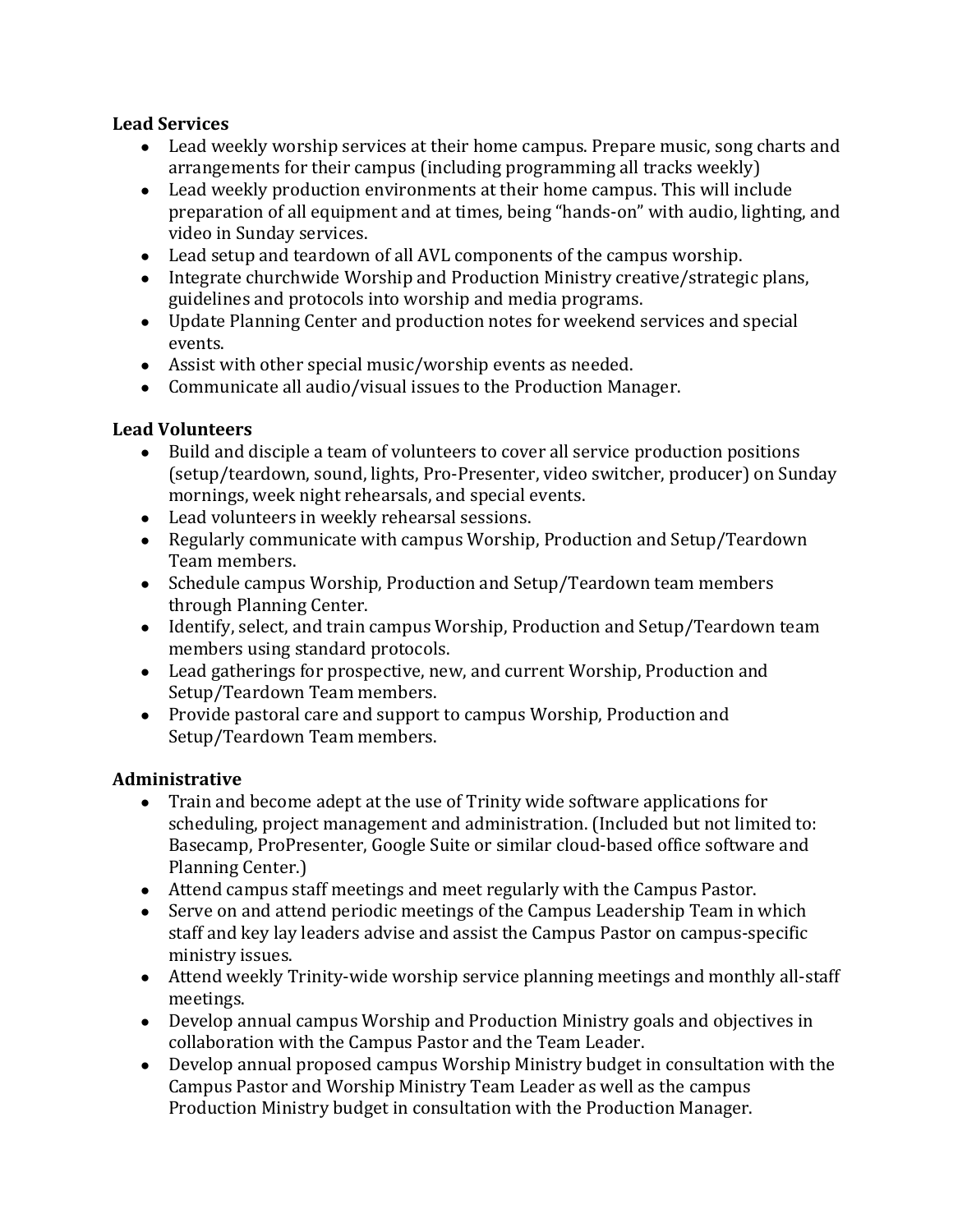**Lead Services**

- Lead weekly worship services at their home campus. Prepare music, song charts and arrangements for their campus (including programming all tracks weekly)
- Lead weekly production environments at their home campus. This will include preparation of all equipment and at times, being "hands-on" with audio, lighting, and video in Sunday services.
- Lead setup and teardown of all AVL components of the campus worship.
- Integrate churchwide Worship and Production Ministry creative/strategic plans, guidelines and protocols into worship and media programs.
- Update Planning Center and production notes for weekend services and special events.
- Assist with other special music/worship events as needed.
- Communicate all audio/visual issues to the Production Manager.

**Lead Volunteers**

- Build and disciple a team of volunteers to cover all service production positions (setup/teardown, sound, lights, Pro-Presenter, video switcher, producer) on Sunday mornings, week night rehearsals, and special events.
- Lead volunteers in weekly rehearsal sessions.
- Regularly communicate with campus Worship, Production and Setup/Teardown Team members.
- Schedule campus Worship, Production and Setup/Teardown team members through Planning Center.
- Identify, select, and train campus Worship, Production and Setup/Teardown team members using standard protocols.
- Lead gatherings for prospective, new, and current Worship, Production and Setup/Teardown Team members.
- Provide pastoral care and support to campus Worship, Production and Setup/Teardown Team members.

**Administrative**

- Train and become adept at the use of Trinity wide software applications for scheduling, project management and administration. (Included but not limited to: Basecamp, ProPresenter, Google Suite or similar cloud-based office software and Planning Center.)
- Attend campus staff meetings and meet regularly with the Campus Pastor.
- Serve on and attend periodic meetings of the Campus Leadership Team in which staff and key lay leaders advise and assist the Campus Pastor on campus-specific ministry issues.
- Attend weekly Trinity-wide worship service planning meetings and monthly all-staff meetings.
- Develop annual campus Worship and Production Ministry goals and objectives in collaboration with the Campus Pastor and the Team Leader.
- Develop annual proposed campus Worship Ministry budget in consultation with the Campus Pastor and Worship Ministry Team Leader as well as the campus Production Ministry budget in consultation with the Production Manager.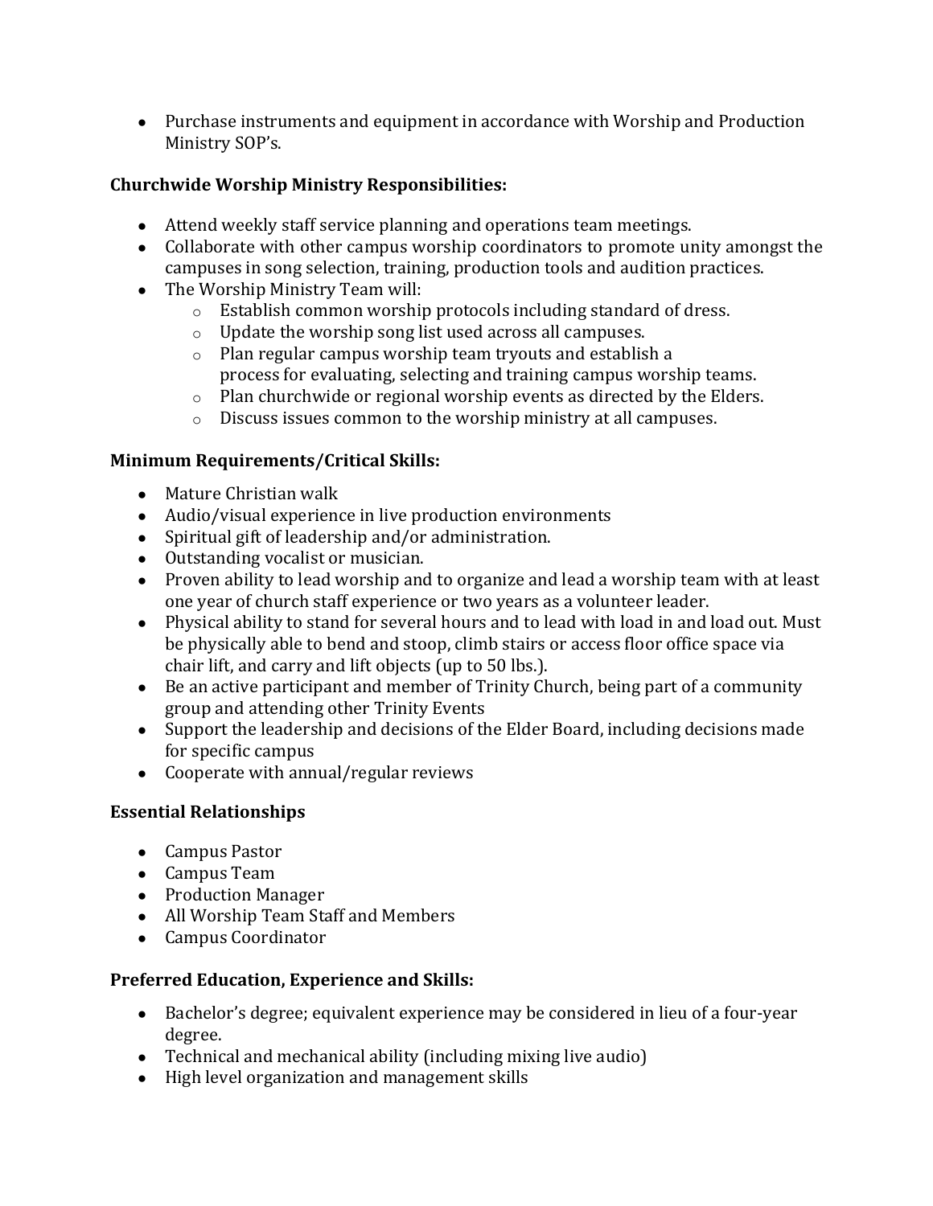- Purchase instruments and equipment in accordance with Worship and Production Ministry SOP's.

**Churchwide Worship Ministry Responsibilities:**

- Attend weekly staff service planning and operations team meetings.
- Collaborate with other campus worship coordinators to promote unity amongst the campuses in song selection, training, production tools and audition practices.
- The Worship Ministry Team will:
  - Establish common worship protocols including standard of dress.
  - Update the worship song list used across all campuses.
  - Plan regular campus worship team tryouts and establish a process for evaluating, selecting and training campus worship teams.
  - Plan churchwide or regional worship events as directed by the Elders.
  - Discuss issues common to the worship ministry at all campuses.

**Minimum Requirements/Critical Skills:**

- Mature Christian walk
- Audio/visual experience in live production environments
- Spiritual gift of leadership and/or administration.
- Outstanding vocalist or musician.
- Proven ability to lead worship and to organize and lead a worship team with at least one year of church staff experience or two years as a volunteer leader.
- Physical ability to stand for several hours and to lead with load in and load out. Must be physically able to bend and stoop, climb stairs or access floor office space via chair lift, and carry and lift objects (up to 50 lbs.).
- Be an active participant and member of Trinity Church, being part of a community group and attending other Trinity Events
- Support the leadership and decisions of the Elder Board, including decisions made for specific campus
- Cooperate with annual/regular reviews

**Essential Relationships**

- Campus Pastor
- Campus Team
- Production Manager
- All Worship Team Staff and Members
- Campus Coordinator

**Preferred Education, Experience and Skills:**

- Bachelor's degree; equivalent experience may be considered in lieu of a four-year degree.
- Technical and mechanical ability (including mixing live audio)
- High level organization and management skills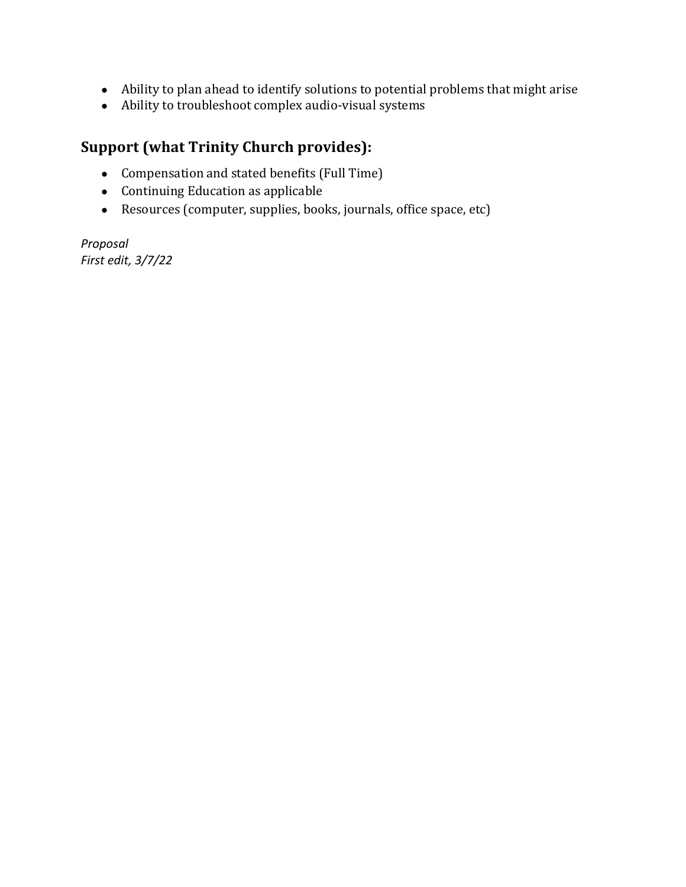- Ability to plan ahead to identify solutions to potential problems that might arise
- Ability to troubleshoot complex audio-visual systems

## Support (what Trinity Church provides):

- Compensation and stated benefits (Full Time)
- Continuing Education as applicable
- Resources (computer, supplies, books, journals, office space, etc)

*Proposal*
*First edit, 3/7/22*